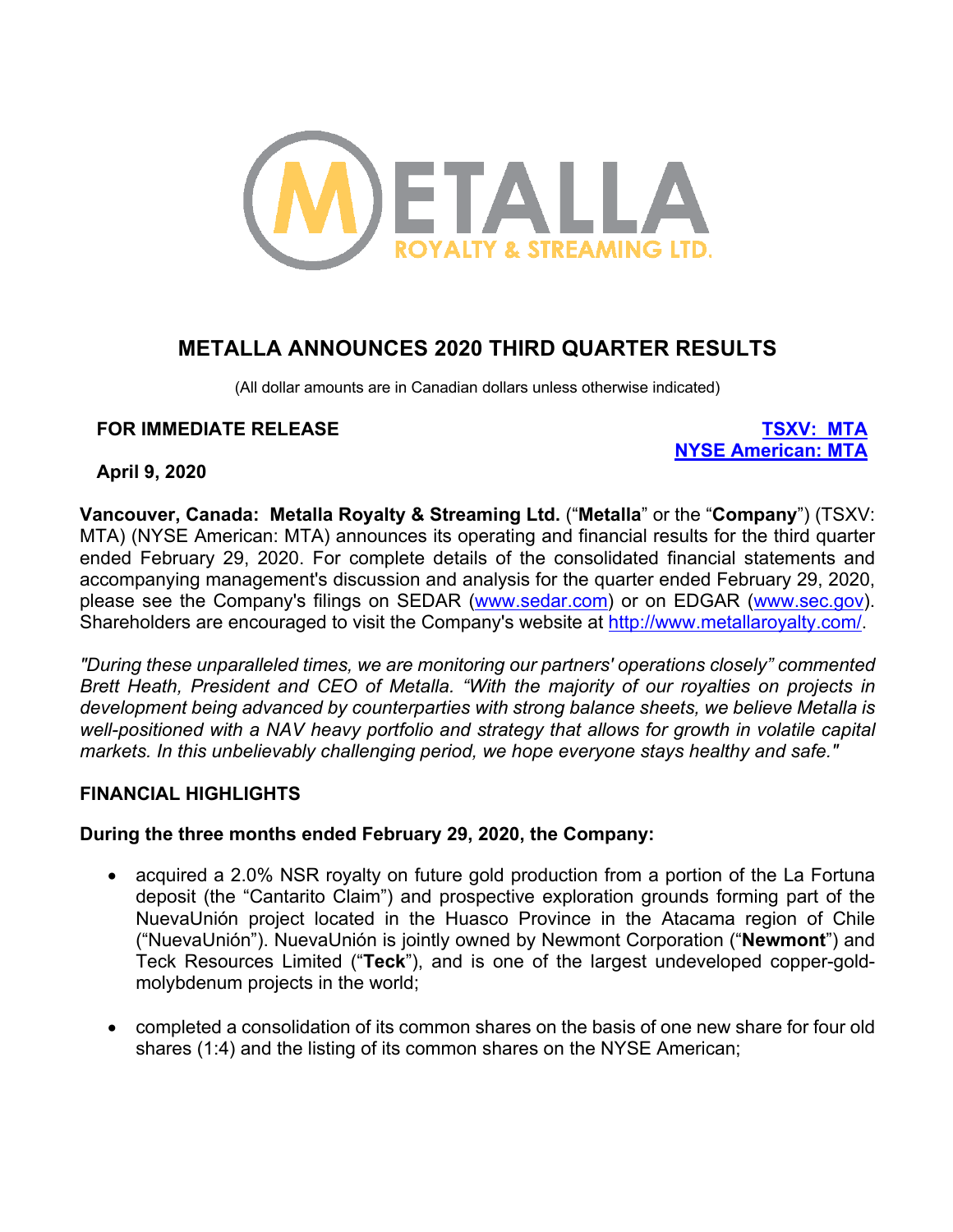# METALLA ANNOUNCES 2020 THIRD QUARTER RESULTS

(All dollar amounts are in Canadian dollars unless otherwise indicated)

**FOR IMMEDIATE RELEASE**

**TSXV: MTA**
**NYSE American: MTA**

**April 9, 2020**

**Vancouver, Canada: Metalla Royalty & Streaming Ltd.** ("**Metalla**" or the "**Company**") (TSXV: MTA) (NYSE American: MTA) announces its operating and financial results for the third quarter ended February 29, 2020. For complete details of the consolidated financial statements and accompanying management's discussion and analysis for the quarter ended February 29, 2020, please see the Company's filings on SEDAR (www.sedar.com) or on EDGAR (www.sec.gov). Shareholders are encouraged to visit the Company's website at http://www.metallaroyalty.com/.

*"During these unparalleled times, we are monitoring our partners' operations closely" commented Brett Heath, President and CEO of Metalla. "With the majority of our royalties on projects in development being advanced by counterparties with strong balance sheets, we believe Metalla is well-positioned with a NAV heavy portfolio and strategy that allows for growth in volatile capital markets. In this unbelievably challenging period, we hope everyone stays healthy and safe."*

## FINANCIAL HIGHLIGHTS

### During the three months ended February 29, 2020, the Company:

- acquired a 2.0% NSR royalty on future gold production from a portion of the La Fortuna deposit (the "Cantarito Claim") and prospective exploration grounds forming part of the NuevaUnión project located in the Huasco Province in the Atacama region of Chile ("NuevaUnión"). NuevaUnión is jointly owned by Newmont Corporation ("**Newmont**") and Teck Resources Limited ("**Teck**"), and is one of the largest undeveloped copper-gold-molybdenum projects in the world;
- completed a consolidation of its common shares on the basis of one new share for four old shares (1:4) and the listing of its common shares on the NYSE American;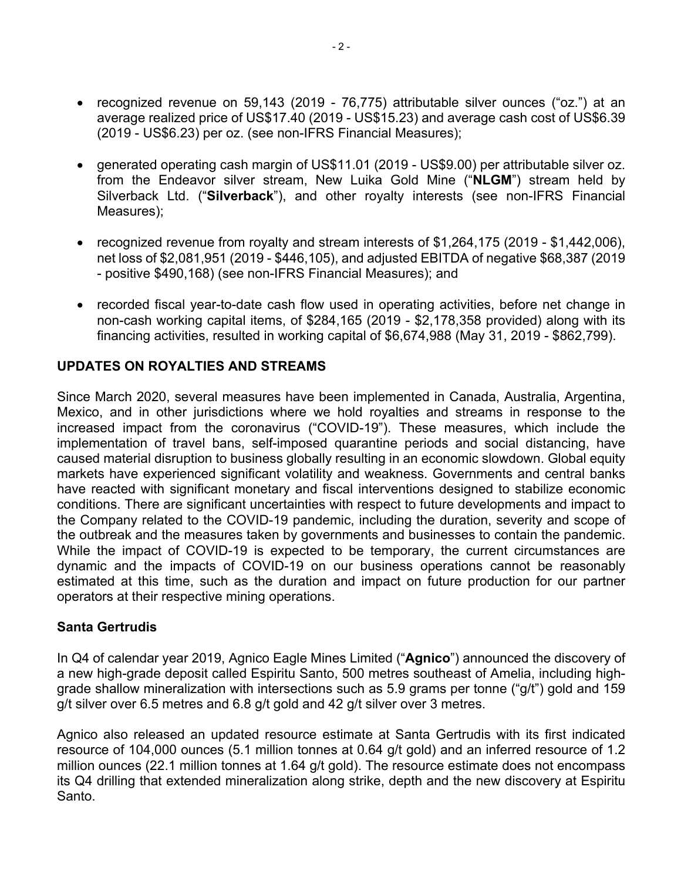- recognized revenue on 59,143 (2019 - 76,775) attributable silver ounces ("oz.") at an average realized price of US$17.40 (2019 - US$15.23) and average cash cost of US$6.39 (2019 - US$6.23) per oz. (see non-IFRS Financial Measures);

- generated operating cash margin of US$11.01 (2019 - US$9.00) per attributable silver oz. from the Endeavor silver stream, New Luika Gold Mine ("**NLGM**") stream held by Silverback Ltd. ("**Silverback**"), and other royalty interests (see non-IFRS Financial Measures);

- recognized revenue from royalty and stream interests of $1,264,175 (2019 - $1,442,006), net loss of $2,081,951 (2019 - $446,105), and adjusted EBITDA of negative $68,387 (2019 - positive $490,168) (see non-IFRS Financial Measures); and

- recorded fiscal year-to-date cash flow used in operating activities, before net change in non-cash working capital items, of $284,165 (2019 - $2,178,358 provided) along with its financing activities, resulted in working capital of $6,674,988 (May 31, 2019 - $862,799).

## UPDATES ON ROYALTIES AND STREAMS

Since March 2020, several measures have been implemented in Canada, Australia, Argentina, Mexico, and in other jurisdictions where we hold royalties and streams in response to the increased impact from the coronavirus ("COVID-19"). These measures, which include the implementation of travel bans, self-imposed quarantine periods and social distancing, have caused material disruption to business globally resulting in an economic slowdown. Global equity markets have experienced significant volatility and weakness. Governments and central banks have reacted with significant monetary and fiscal interventions designed to stabilize economic conditions. There are significant uncertainties with respect to future developments and impact to the Company related to the COVID-19 pandemic, including the duration, severity and scope of the outbreak and the measures taken by governments and businesses to contain the pandemic. While the impact of COVID-19 is expected to be temporary, the current circumstances are dynamic and the impacts of COVID-19 on our business operations cannot be reasonably estimated at this time, such as the duration and impact on future production for our partner operators at their respective mining operations.

### Santa Gertrudis

In Q4 of calendar year 2019, Agnico Eagle Mines Limited ("**Agnico**") announced the discovery of a new high-grade deposit called Espiritu Santo, 500 metres southeast of Amelia, including high-grade shallow mineralization with intersections such as 5.9 grams per tonne ("g/t") gold and 159 g/t silver over 6.5 metres and 6.8 g/t gold and 42 g/t silver over 3 metres.

Agnico also released an updated resource estimate at Santa Gertrudis with its first indicated resource of 104,000 ounces (5.1 million tonnes at 0.64 g/t gold) and an inferred resource of 1.2 million ounces (22.1 million tonnes at 1.64 g/t gold). The resource estimate does not encompass its Q4 drilling that extended mineralization along strike, depth and the new discovery at Espiritu Santo.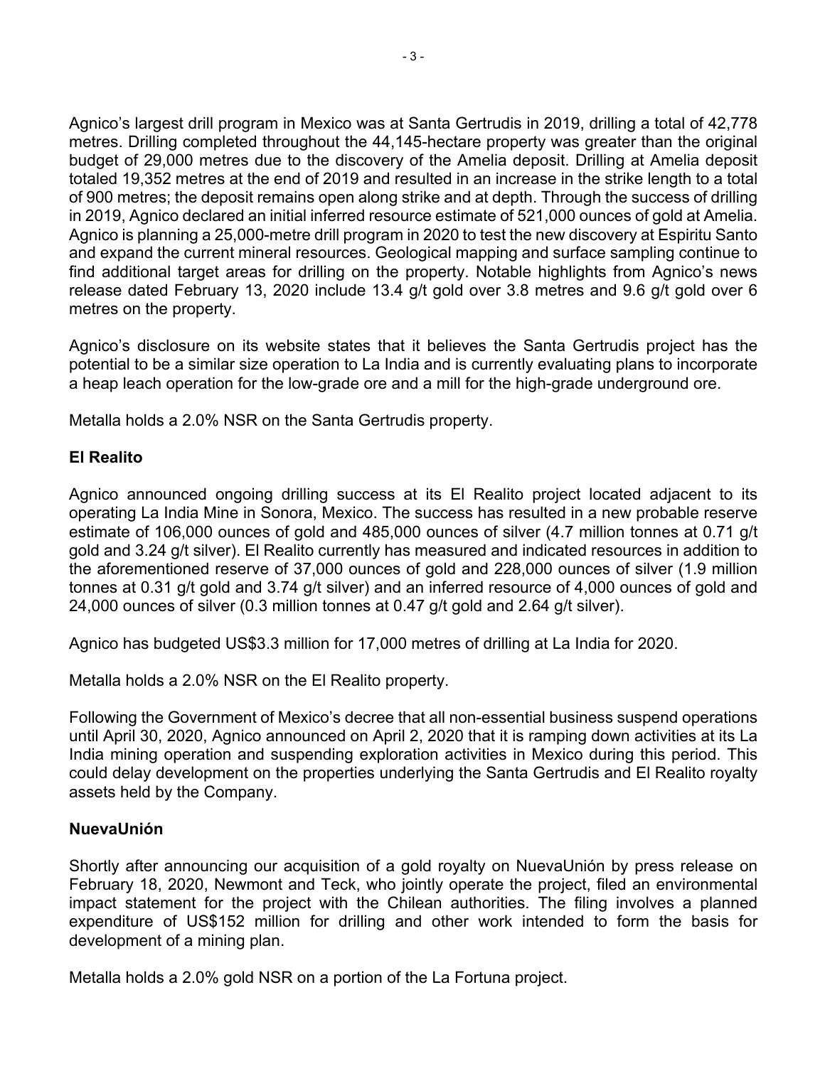Agnico's largest drill program in Mexico was at Santa Gertrudis in 2019, drilling a total of 42,778 metres. Drilling completed throughout the 44,145-hectare property was greater than the original budget of 29,000 metres due to the discovery of the Amelia deposit. Drilling at Amelia deposit totaled 19,352 metres at the end of 2019 and resulted in an increase in the strike length to a total of 900 metres; the deposit remains open along strike and at depth. Through the success of drilling in 2019, Agnico declared an initial inferred resource estimate of 521,000 ounces of gold at Amelia. Agnico is planning a 25,000-metre drill program in 2020 to test the new discovery at Espiritu Santo and expand the current mineral resources. Geological mapping and surface sampling continue to find additional target areas for drilling on the property. Notable highlights from Agnico's news release dated February 13, 2020 include 13.4 g/t gold over 3.8 metres and 9.6 g/t gold over 6 metres on the property.

Agnico's disclosure on its website states that it believes the Santa Gertrudis project has the potential to be a similar size operation to La India and is currently evaluating plans to incorporate a heap leach operation for the low-grade ore and a mill for the high-grade underground ore.

Metalla holds a 2.0% NSR on the Santa Gertrudis property.

**El Realito**

Agnico announced ongoing drilling success at its El Realito project located adjacent to its operating La India Mine in Sonora, Mexico. The success has resulted in a new probable reserve estimate of 106,000 ounces of gold and 485,000 ounces of silver (4.7 million tonnes at 0.71 g/t gold and 3.24 g/t silver). El Realito currently has measured and indicated resources in addition to the aforementioned reserve of 37,000 ounces of gold and 228,000 ounces of silver (1.9 million tonnes at 0.31 g/t gold and 3.74 g/t silver) and an inferred resource of 4,000 ounces of gold and 24,000 ounces of silver (0.3 million tonnes at 0.47 g/t gold and 2.64 g/t silver).

Agnico has budgeted US$3.3 million for 17,000 metres of drilling at La India for 2020.

Metalla holds a 2.0% NSR on the El Realito property.

Following the Government of Mexico's decree that all non-essential business suspend operations until April 30, 2020, Agnico announced on April 2, 2020 that it is ramping down activities at its La India mining operation and suspending exploration activities in Mexico during this period. This could delay development on the properties underlying the Santa Gertrudis and El Realito royalty assets held by the Company.

**NuevaUnión**

Shortly after announcing our acquisition of a gold royalty on NuevaUnión by press release on February 18, 2020, Newmont and Teck, who jointly operate the project, filed an environmental impact statement for the project with the Chilean authorities. The filing involves a planned expenditure of US$152 million for drilling and other work intended to form the basis for development of a mining plan.

Metalla holds a 2.0% gold NSR on a portion of the La Fortuna project.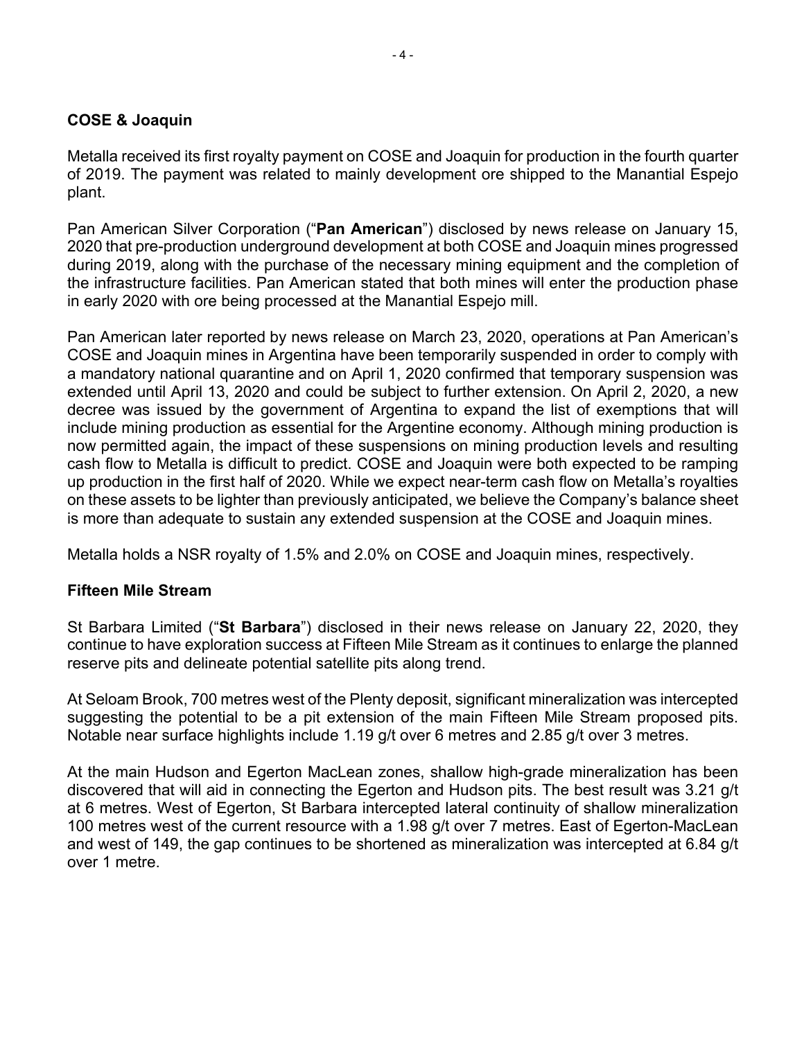## COSE & Joaquin

Metalla received its first royalty payment on COSE and Joaquin for production in the fourth quarter of 2019. The payment was related to mainly development ore shipped to the Manantial Espejo plant.

Pan American Silver Corporation ("**Pan American**") disclosed by news release on January 15, 2020 that pre-production underground development at both COSE and Joaquin mines progressed during 2019, along with the purchase of the necessary mining equipment and the completion of the infrastructure facilities. Pan American stated that both mines will enter the production phase in early 2020 with ore being processed at the Manantial Espejo mill.

Pan American later reported by news release on March 23, 2020, operations at Pan American's COSE and Joaquin mines in Argentina have been temporarily suspended in order to comply with a mandatory national quarantine and on April 1, 2020 confirmed that temporary suspension was extended until April 13, 2020 and could be subject to further extension. On April 2, 2020, a new decree was issued by the government of Argentina to expand the list of exemptions that will include mining production as essential for the Argentine economy. Although mining production is now permitted again, the impact of these suspensions on mining production levels and resulting cash flow to Metalla is difficult to predict. COSE and Joaquin were both expected to be ramping up production in the first half of 2020. While we expect near-term cash flow on Metalla's royalties on these assets to be lighter than previously anticipated, we believe the Company's balance sheet is more than adequate to sustain any extended suspension at the COSE and Joaquin mines.

Metalla holds a NSR royalty of 1.5% and 2.0% on COSE and Joaquin mines, respectively.

## Fifteen Mile Stream

St Barbara Limited ("**St Barbara**") disclosed in their news release on January 22, 2020, they continue to have exploration success at Fifteen Mile Stream as it continues to enlarge the planned reserve pits and delineate potential satellite pits along trend.

At Seloam Brook, 700 metres west of the Plenty deposit, significant mineralization was intercepted suggesting the potential to be a pit extension of the main Fifteen Mile Stream proposed pits. Notable near surface highlights include 1.19 g/t over 6 metres and 2.85 g/t over 3 metres.

At the main Hudson and Egerton MacLean zones, shallow high-grade mineralization has been discovered that will aid in connecting the Egerton and Hudson pits. The best result was 3.21 g/t at 6 metres. West of Egerton, St Barbara intercepted lateral continuity of shallow mineralization 100 metres west of the current resource with a 1.98 g/t over 7 metres. East of Egerton-MacLean and west of 149, the gap continues to be shortened as mineralization was intercepted at 6.84 g/t over 1 metre.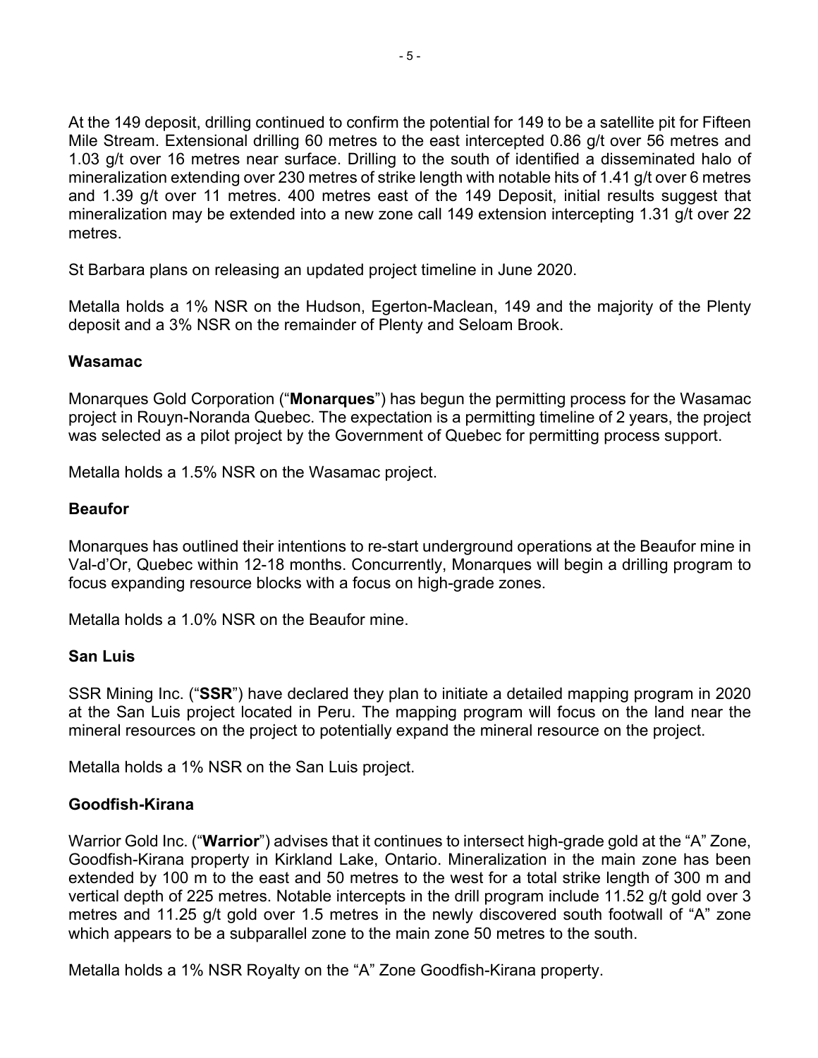At the 149 deposit, drilling continued to confirm the potential for 149 to be a satellite pit for Fifteen Mile Stream. Extensional drilling 60 metres to the east intercepted 0.86 g/t over 56 metres and 1.03 g/t over 16 metres near surface. Drilling to the south of identified a disseminated halo of mineralization extending over 230 metres of strike length with notable hits of 1.41 g/t over 6 metres and 1.39 g/t over 11 metres. 400 metres east of the 149 Deposit, initial results suggest that mineralization may be extended into a new zone call 149 extension intercepting 1.31 g/t over 22 metres.

St Barbara plans on releasing an updated project timeline in June 2020.

Metalla holds a 1% NSR on the Hudson, Egerton-Maclean, 149 and the majority of the Plenty deposit and a 3% NSR on the remainder of Plenty and Seloam Brook.

**Wasamac**

Monarques Gold Corporation ("**Monarques**") has begun the permitting process for the Wasamac project in Rouyn-Noranda Quebec. The expectation is a permitting timeline of 2 years, the project was selected as a pilot project by the Government of Quebec for permitting process support.

Metalla holds a 1.5% NSR on the Wasamac project.

**Beaufor**

Monarques has outlined their intentions to re-start underground operations at the Beaufor mine in Val-d'Or, Quebec within 12-18 months. Concurrently, Monarques will begin a drilling program to focus expanding resource blocks with a focus on high-grade zones.

Metalla holds a 1.0% NSR on the Beaufor mine.

**San Luis**

SSR Mining Inc. ("**SSR**") have declared they plan to initiate a detailed mapping program in 2020 at the San Luis project located in Peru. The mapping program will focus on the land near the mineral resources on the project to potentially expand the mineral resource on the project.

Metalla holds a 1% NSR on the San Luis project.

**Goodfish-Kirana**

Warrior Gold Inc. ("**Warrior**") advises that it continues to intersect high-grade gold at the "A" Zone, Goodfish-Kirana property in Kirkland Lake, Ontario. Mineralization in the main zone has been extended by 100 m to the east and 50 metres to the west for a total strike length of 300 m and vertical depth of 225 metres. Notable intercepts in the drill program include 11.52 g/t gold over 3 metres and 11.25 g/t gold over 1.5 metres in the newly discovered south footwall of "A" zone which appears to be a subparallel zone to the main zone 50 metres to the south.

Metalla holds a 1% NSR Royalty on the "A" Zone Goodfish-Kirana property.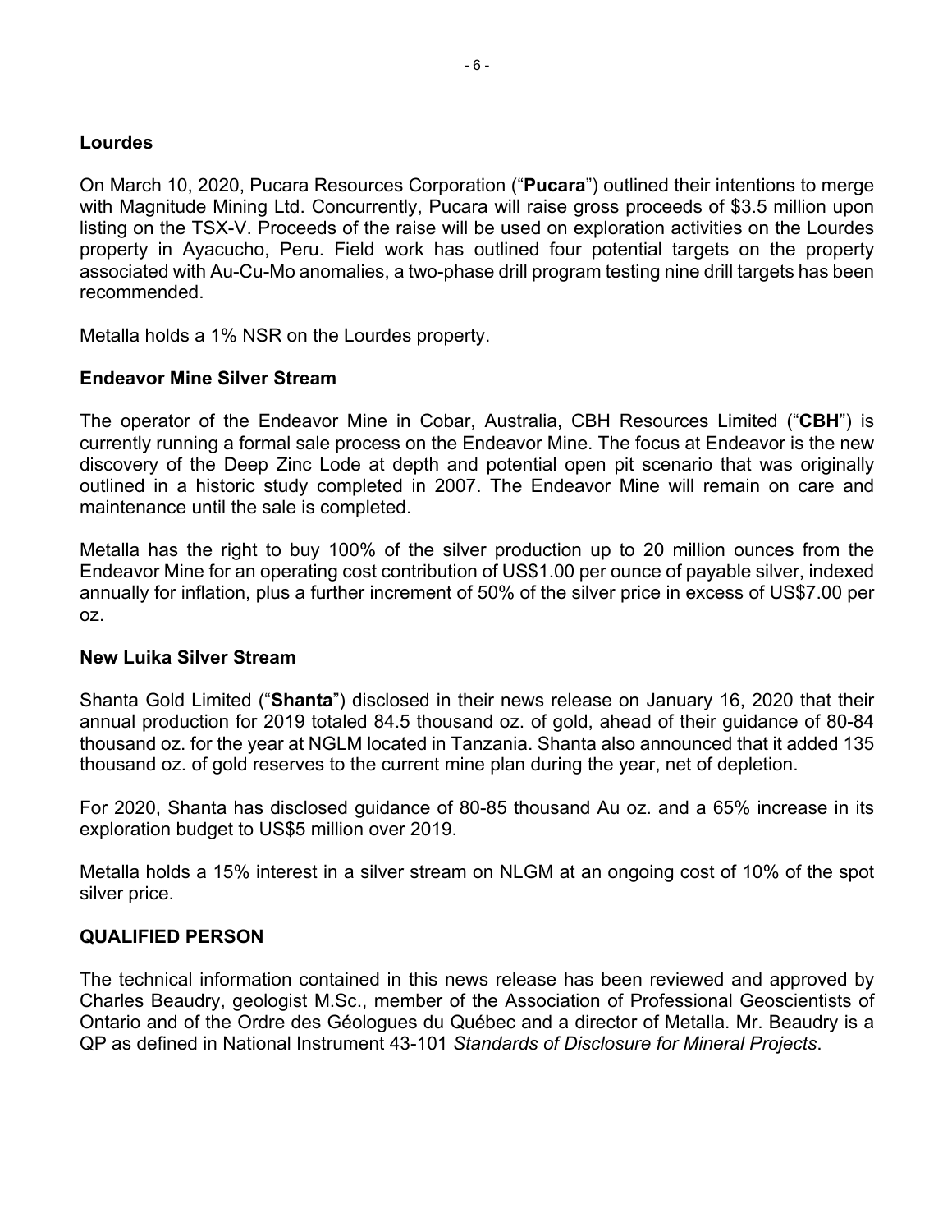### Lourdes

On March 10, 2020, Pucara Resources Corporation ("**Pucara**") outlined their intentions to merge with Magnitude Mining Ltd. Concurrently, Pucara will raise gross proceeds of $3.5 million upon listing on the TSX-V. Proceeds of the raise will be used on exploration activities on the Lourdes property in Ayacucho, Peru. Field work has outlined four potential targets on the property associated with Au-Cu-Mo anomalies, a two-phase drill program testing nine drill targets has been recommended.

Metalla holds a 1% NSR on the Lourdes property.

### Endeavor Mine Silver Stream

The operator of the Endeavor Mine in Cobar, Australia, CBH Resources Limited ("**CBH**") is currently running a formal sale process on the Endeavor Mine. The focus at Endeavor is the new discovery of the Deep Zinc Lode at depth and potential open pit scenario that was originally outlined in a historic study completed in 2007. The Endeavor Mine will remain on care and maintenance until the sale is completed.

Metalla has the right to buy 100% of the silver production up to 20 million ounces from the Endeavor Mine for an operating cost contribution of US$1.00 per ounce of payable silver, indexed annually for inflation, plus a further increment of 50% of the silver price in excess of US$7.00 per oz.

### New Luika Silver Stream

Shanta Gold Limited ("**Shanta**") disclosed in their news release on January 16, 2020 that their annual production for 2019 totaled 84.5 thousand oz. of gold, ahead of their guidance of 80-84 thousand oz. for the year at NGLM located in Tanzania. Shanta also announced that it added 135 thousand oz. of gold reserves to the current mine plan during the year, net of depletion.

For 2020, Shanta has disclosed guidance of 80-85 thousand Au oz. and a 65% increase in its exploration budget to US$5 million over 2019.

Metalla holds a 15% interest in a silver stream on NLGM at an ongoing cost of 10% of the spot silver price.

### QUALIFIED PERSON

The technical information contained in this news release has been reviewed and approved by Charles Beaudry, geologist M.Sc., member of the Association of Professional Geoscientists of Ontario and of the Ordre des Géologues du Québec and a director of Metalla. Mr. Beaudry is a QP as defined in National Instrument 43-101 *Standards of Disclosure for Mineral Projects*.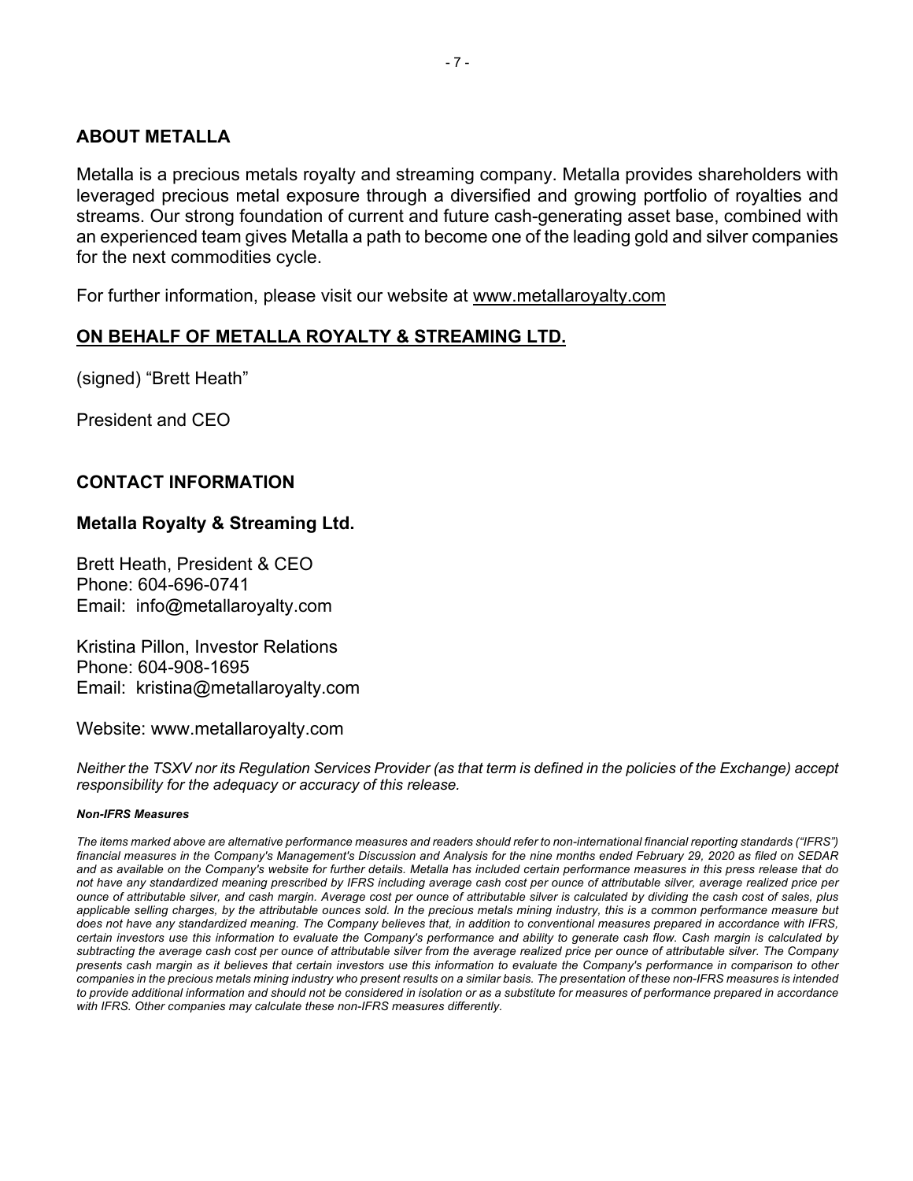## ABOUT METALLA

Metalla is a precious metals royalty and streaming company. Metalla provides shareholders with leveraged precious metal exposure through a diversified and growing portfolio of royalties and streams. Our strong foundation of current and future cash-generating asset base, combined with an experienced team gives Metalla a path to become one of the leading gold and silver companies for the next commodities cycle.

For further information, please visit our website at www.metallaroyalty.com

## ON BEHALF OF METALLA ROYALTY & STREAMING LTD.

(signed) "Brett Heath"

President and CEO

## CONTACT INFORMATION

### Metalla Royalty & Streaming Ltd.

Brett Heath, President & CEO
Phone: 604-696-0741
Email: info@metallaroyalty.com

Kristina Pillon, Investor Relations
Phone: 604-908-1695
Email: kristina@metallaroyalty.com

Website: www.metallaroyalty.com

*Neither the TSXV nor its Regulation Services Provider (as that term is defined in the policies of the Exchange) accept responsibility for the adequacy or accuracy of this release.*

***Non-IFRS Measures***

*The items marked above are alternative performance measures and readers should refer to non-international financial reporting standards ("IFRS") financial measures in the Company's Management's Discussion and Analysis for the nine months ended February 29, 2020 as filed on SEDAR and as available on the Company's website for further details. Metalla has included certain performance measures in this press release that do not have any standardized meaning prescribed by IFRS including average cash cost per ounce of attributable silver, average realized price per ounce of attributable silver, and cash margin. Average cost per ounce of attributable silver is calculated by dividing the cash cost of sales, plus applicable selling charges, by the attributable ounces sold. In the precious metals mining industry, this is a common performance measure but does not have any standardized meaning. The Company believes that, in addition to conventional measures prepared in accordance with IFRS, certain investors use this information to evaluate the Company's performance and ability to generate cash flow. Cash margin is calculated by subtracting the average cash cost per ounce of attributable silver from the average realized price per ounce of attributable silver. The Company presents cash margin as it believes that certain investors use this information to evaluate the Company's performance in comparison to other companies in the precious metals mining industry who present results on a similar basis. The presentation of these non-IFRS measures is intended to provide additional information and should not be considered in isolation or as a substitute for measures of performance prepared in accordance with IFRS. Other companies may calculate these non-IFRS measures differently.*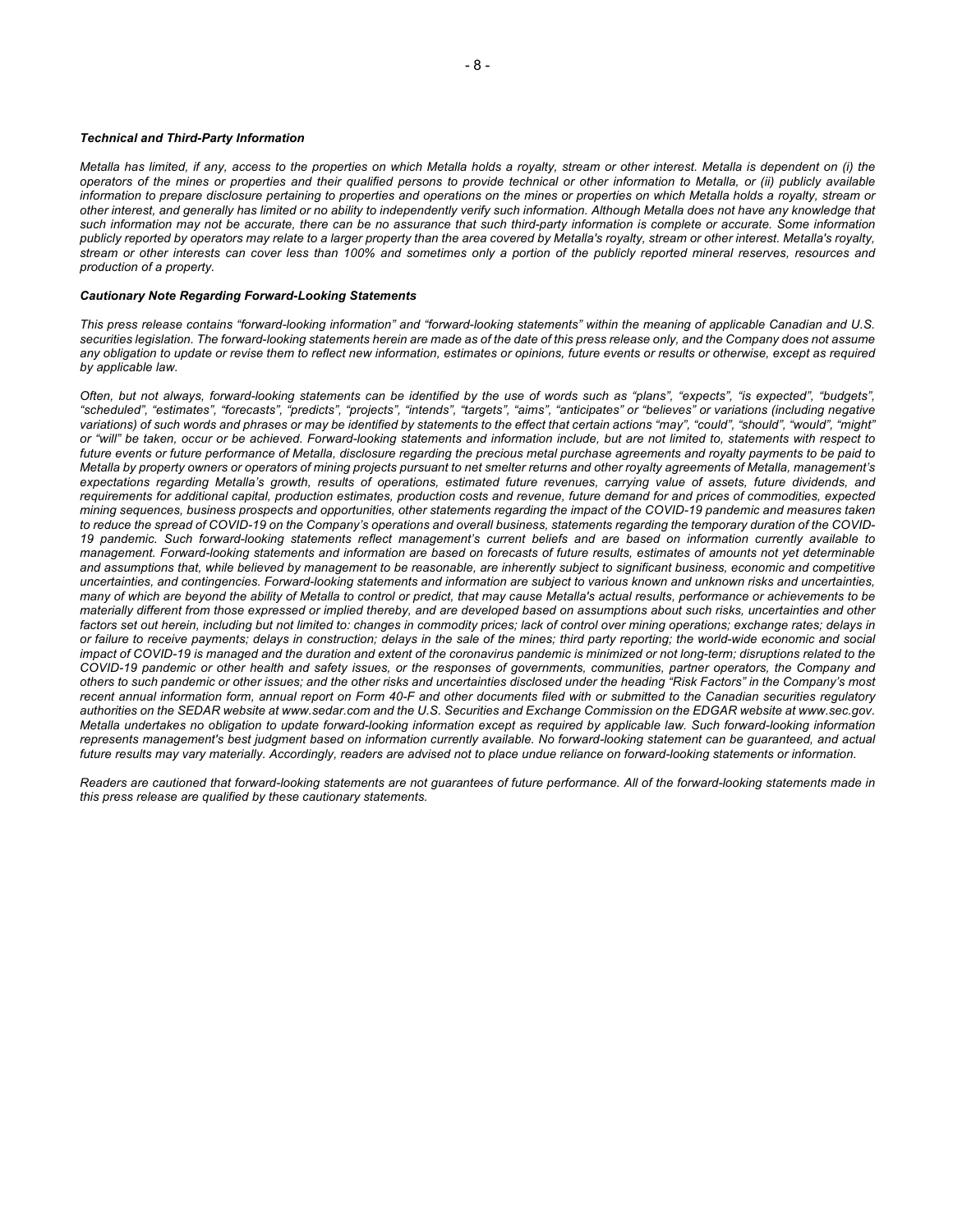***Technical and Third-Party Information***

*Metalla has limited, if any, access to the properties on which Metalla holds a royalty, stream or other interest. Metalla is dependent on (i) the operators of the mines or properties and their qualified persons to provide technical or other information to Metalla, or (ii) publicly available information to prepare disclosure pertaining to properties and operations on the mines or properties on which Metalla holds a royalty, stream or other interest, and generally has limited or no ability to independently verify such information. Although Metalla does not have any knowledge that such information may not be accurate, there can be no assurance that such third-party information is complete or accurate. Some information publicly reported by operators may relate to a larger property than the area covered by Metalla's royalty, stream or other interest. Metalla's royalty, stream or other interests can cover less than 100% and sometimes only a portion of the publicly reported mineral reserves, resources and production of a property.*

***Cautionary Note Regarding Forward-Looking Statements***

*This press release contains "forward-looking information" and "forward-looking statements" within the meaning of applicable Canadian and U.S. securities legislation. The forward-looking statements herein are made as of the date of this press release only, and the Company does not assume any obligation to update or revise them to reflect new information, estimates or opinions, future events or results or otherwise, except as required by applicable law.*

*Often, but not always, forward-looking statements can be identified by the use of words such as "plans", "expects", "is expected", "budgets", "scheduled", "estimates", "forecasts", "predicts", "projects", "intends", "targets", "aims", "anticipates" or "believes" or variations (including negative variations) of such words and phrases or may be identified by statements to the effect that certain actions "may", "could", "should", "would", "might" or "will" be taken, occur or be achieved. Forward-looking statements and information include, but are not limited to, statements with respect to future events or future performance of Metalla, disclosure regarding the precious metal purchase agreements and royalty payments to be paid to Metalla by property owners or operators of mining projects pursuant to net smelter returns and other royalty agreements of Metalla, management's expectations regarding Metalla's growth, results of operations, estimated future revenues, carrying value of assets, future dividends, and requirements for additional capital, production estimates, production costs and revenue, future demand for and prices of commodities, expected mining sequences, business prospects and opportunities, other statements regarding the impact of the COVID-19 pandemic and measures taken to reduce the spread of COVID-19 on the Company's operations and overall business, statements regarding the temporary duration of the COVID-19 pandemic. Such forward-looking statements reflect management's current beliefs and are based on information currently available to management. Forward-looking statements and information are based on forecasts of future results, estimates of amounts not yet determinable and assumptions that, while believed by management to be reasonable, are inherently subject to significant business, economic and competitive uncertainties, and contingencies. Forward-looking statements and information are subject to various known and unknown risks and uncertainties, many of which are beyond the ability of Metalla to control or predict, that may cause Metalla's actual results, performance or achievements to be materially different from those expressed or implied thereby, and are developed based on assumptions about such risks, uncertainties and other factors set out herein, including but not limited to: changes in commodity prices; lack of control over mining operations; exchange rates; delays in or failure to receive payments; delays in construction; delays in the sale of the mines; third party reporting; the world-wide economic and social impact of COVID-19 is managed and the duration and extent of the coronavirus pandemic is minimized or not long-term; disruptions related to the COVID-19 pandemic or other health and safety issues, or the responses of governments, communities, partner operators, the Company and others to such pandemic or other issues; and the other risks and uncertainties disclosed under the heading "Risk Factors" in the Company's most recent annual information form, annual report on Form 40-F and other documents filed with or submitted to the Canadian securities regulatory authorities on the SEDAR website at www.sedar.com and the U.S. Securities and Exchange Commission on the EDGAR website at www.sec.gov. Metalla undertakes no obligation to update forward-looking information except as required by applicable law. Such forward-looking information represents management's best judgment based on information currently available. No forward-looking statement can be guaranteed, and actual future results may vary materially. Accordingly, readers are advised not to place undue reliance on forward-looking statements or information.*

*Readers are cautioned that forward-looking statements are not guarantees of future performance. All of the forward-looking statements made in this press release are qualified by these cautionary statements.*